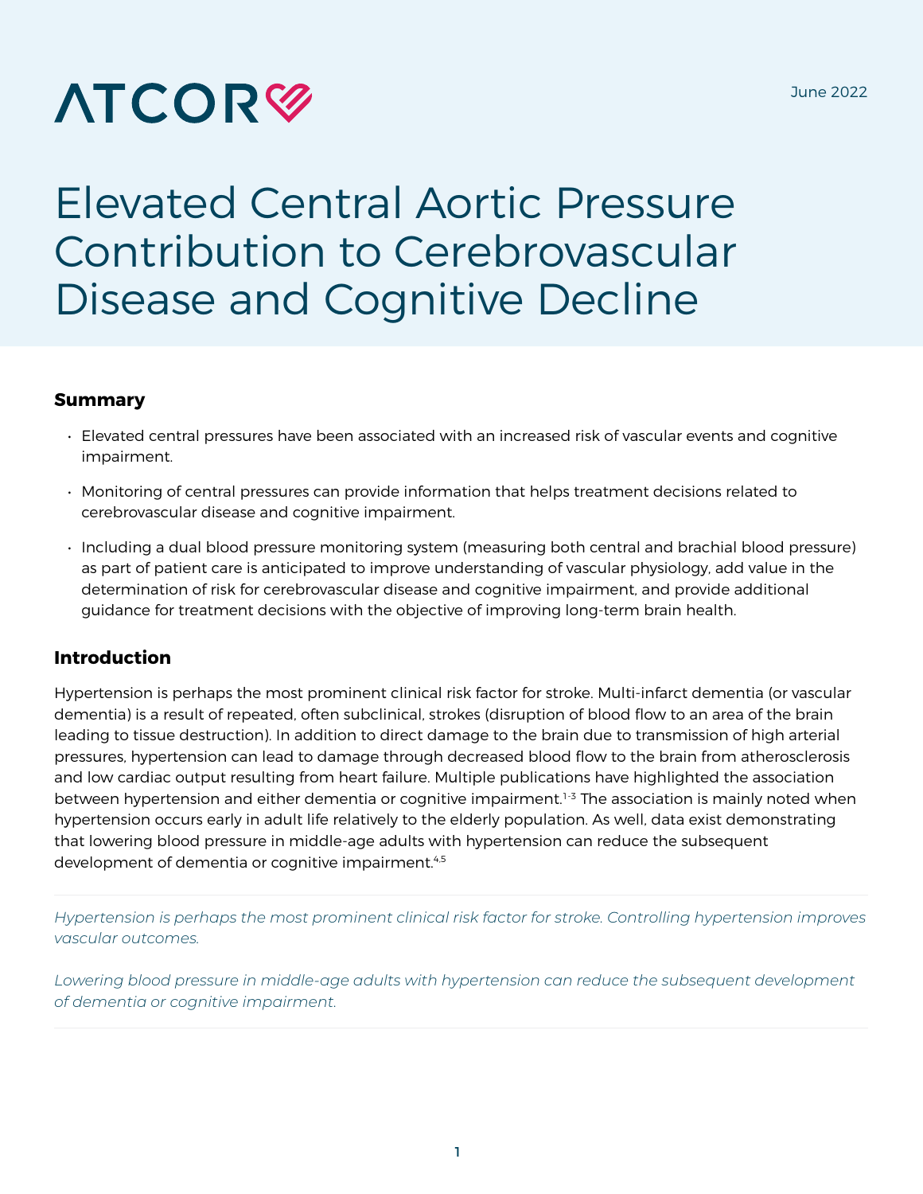ATCOR

June 2022

# Elevated Central Aortic Pressure Contribution to Cerebrovascular Disease and Cognitive Decline

## Summary

- Elevated central pressures have been associated with an increased risk of vascular events and cognitive impairment.
- Monitoring of central pressures can provide information that helps treatment decisions related to cerebrovascular disease and cognitive impairment.
- Including a dual blood pressure monitoring system (measuring both central and brachial blood pressure) as part of patient care is anticipated to improve understanding of vascular physiology, add value in the determination of risk for cerebrovascular disease and cognitive impairment, and provide additional guidance for treatment decisions with the objective of improving long-term brain health.

## Introduction

Hypertension is perhaps the most prominent clinical risk factor for stroke. Multi-infarct dementia (or vascular dementia) is a result of repeated, often subclinical, strokes (disruption of blood flow to an area of the brain leading to tissue destruction). In addition to direct damage to the brain due to transmission of high arterial pressures, hypertension can lead to damage through decreased blood flow to the brain from atherosclerosis and low cardiac output resulting from heart failure. Multiple publications have highlighted the association between hypertension and either dementia or cognitive impairment.[1-3] The association is mainly noted when hypertension occurs early in adult life relatively to the elderly population. As well, data exist demonstrating that lowering blood pressure in middle-age adults with hypertension can reduce the subsequent development of dementia or cognitive impairment.[4,5]

*Hypertension is perhaps the most prominent clinical risk factor for stroke. Controlling hypertension improves vascular outcomes.*

*Lowering blood pressure in middle-age adults with hypertension can reduce the subsequent development of dementia or cognitive impairment.*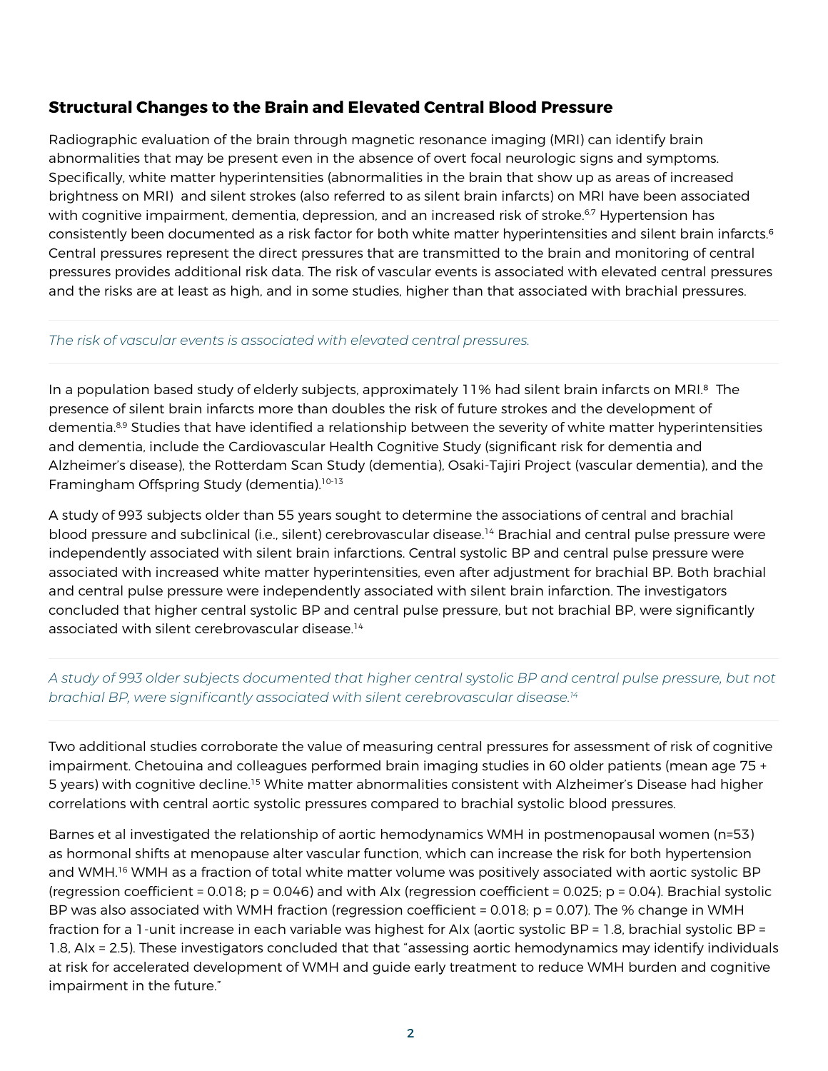## Structural Changes to the Brain and Elevated Central Blood Pressure

Radiographic evaluation of the brain through magnetic resonance imaging (MRI) can identify brain abnormalities that may be present even in the absence of overt focal neurologic signs and symptoms. Specifically, white matter hyperintensities (abnormalities in the brain that show up as areas of increased brightness on MRI) and silent strokes (also referred to as silent brain infarcts) on MRI have been associated with cognitive impairment, dementia, depression, and an increased risk of stroke.[6,7] Hypertension has consistently been documented as a risk factor for both white matter hyperintensities and silent brain infarcts.[6] Central pressures represent the direct pressures that are transmitted to the brain and monitoring of central pressures provides additional risk data. The risk of vascular events is associated with elevated central pressures and the risks are at least as high, and in some studies, higher than that associated with brachial pressures.

---

*The risk of vascular events is associated with elevated central pressures.*

---

In a population based study of elderly subjects, approximately 11% had silent brain infarcts on MRI.[8] The presence of silent brain infarcts more than doubles the risk of future strokes and the development of dementia.[8,9] Studies that have identified a relationship between the severity of white matter hyperintensities and dementia, include the Cardiovascular Health Cognitive Study (significant risk for dementia and Alzheimer's disease), the Rotterdam Scan Study (dementia), Osaki-Tajiri Project (vascular dementia), and the Framingham Offspring Study (dementia).[10-13]

A study of 993 subjects older than 55 years sought to determine the associations of central and brachial blood pressure and subclinical (i.e., silent) cerebrovascular disease.[14] Brachial and central pulse pressure were independently associated with silent brain infarctions. Central systolic BP and central pulse pressure were associated with increased white matter hyperintensities, even after adjustment for brachial BP. Both brachial and central pulse pressure were independently associated with silent brain infarction. The investigators concluded that higher central systolic BP and central pulse pressure, but not brachial BP, were significantly associated with silent cerebrovascular disease.[14]

---

*A study of 993 older subjects documented that higher central systolic BP and central pulse pressure, but not brachial BP, were significantly associated with silent cerebrovascular disease.[14]*

---

Two additional studies corroborate the value of measuring central pressures for assessment of risk of cognitive impairment. Chetouina and colleagues performed brain imaging studies in 60 older patients (mean age 75 + 5 years) with cognitive decline.[15] White matter abnormalities consistent with Alzheimer's Disease had higher correlations with central aortic systolic pressures compared to brachial systolic blood pressures.

Barnes et al investigated the relationship of aortic hemodynamics WMH in postmenopausal women (n=53) as hormonal shifts at menopause alter vascular function, which can increase the risk for both hypertension and WMH.[16] WMH as a fraction of total white matter volume was positively associated with aortic systolic BP (regression coefficient = 0.018; $p = 0.046$) and with AIx (regression coefficient = 0.025; $p = 0.04$). Brachial systolic BP was also associated with WMH fraction (regression coefficient = 0.018; $p = 0.07$). The % change in WMH fraction for a 1-unit increase in each variable was highest for AIx (aortic systolic BP = 1.8, brachial systolic BP = 1.8, AIx = 2.5). These investigators concluded that that "assessing aortic hemodynamics may identify individuals at risk for accelerated development of WMH and guide early treatment to reduce WMH burden and cognitive impairment in the future."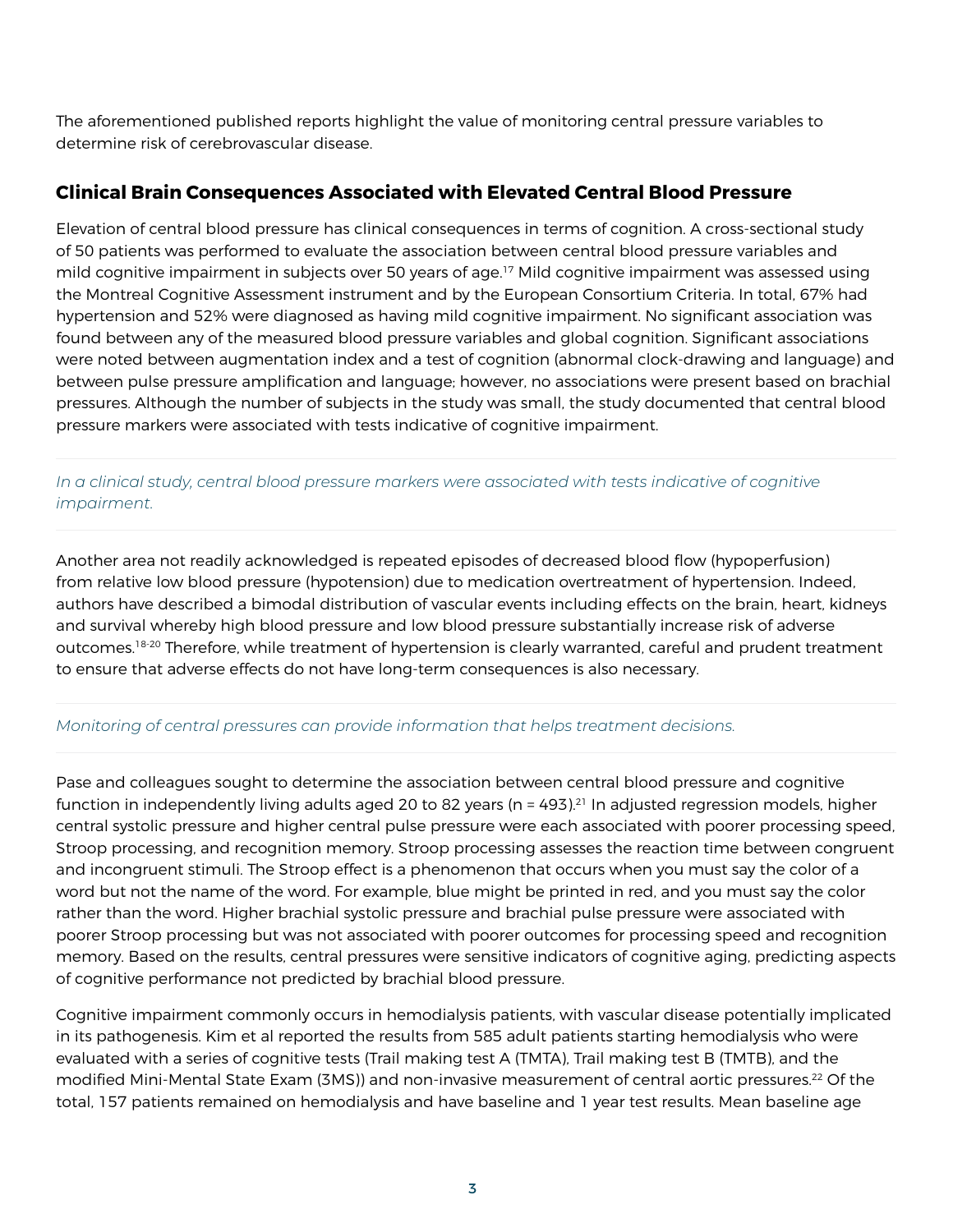The aforementioned published reports highlight the value of monitoring central pressure variables to determine risk of cerebrovascular disease.

## Clinical Brain Consequences Associated with Elevated Central Blood Pressure

Elevation of central blood pressure has clinical consequences in terms of cognition. A cross-sectional study of 50 patients was performed to evaluate the association between central blood pressure variables and mild cognitive impairment in subjects over 50 years of age.[17] Mild cognitive impairment was assessed using the Montreal Cognitive Assessment instrument and by the European Consortium Criteria. In total, 67% had hypertension and 52% were diagnosed as having mild cognitive impairment. No significant association was found between any of the measured blood pressure variables and global cognition. Significant associations were noted between augmentation index and a test of cognition (abnormal clock-drawing and language) and between pulse pressure amplification and language; however, no associations were present based on brachial pressures. Although the number of subjects in the study was small, the study documented that central blood pressure markers were associated with tests indicative of cognitive impairment.

*In a clinical study, central blood pressure markers were associated with tests indicative of cognitive impairment.*

Another area not readily acknowledged is repeated episodes of decreased blood flow (hypoperfusion) from relative low blood pressure (hypotension) due to medication overtreatment of hypertension. Indeed, authors have described a bimodal distribution of vascular events including effects on the brain, heart, kidneys and survival whereby high blood pressure and low blood pressure substantially increase risk of adverse outcomes.[18-20] Therefore, while treatment of hypertension is clearly warranted, careful and prudent treatment to ensure that adverse effects do not have long-term consequences is also necessary.

*Monitoring of central pressures can provide information that helps treatment decisions.*

Pase and colleagues sought to determine the association between central blood pressure and cognitive function in independently living adults aged 20 to 82 years (n = 493).[21] In adjusted regression models, higher central systolic pressure and higher central pulse pressure were each associated with poorer processing speed, Stroop processing, and recognition memory. Stroop processing assesses the reaction time between congruent and incongruent stimuli. The Stroop effect is a phenomenon that occurs when you must say the color of a word but not the name of the word. For example, blue might be printed in red, and you must say the color rather than the word. Higher brachial systolic pressure and brachial pulse pressure were associated with poorer Stroop processing but was not associated with poorer outcomes for processing speed and recognition memory. Based on the results, central pressures were sensitive indicators of cognitive aging, predicting aspects of cognitive performance not predicted by brachial blood pressure.

Cognitive impairment commonly occurs in hemodialysis patients, with vascular disease potentially implicated in its pathogenesis. Kim et al reported the results from 585 adult patients starting hemodialysis who were evaluated with a series of cognitive tests (Trail making test A (TMTA), Trail making test B (TMTB), and the modified Mini-Mental State Exam (3MS)) and non-invasive measurement of central aortic pressures.[22] Of the total, 157 patients remained on hemodialysis and have baseline and 1 year test results. Mean baseline age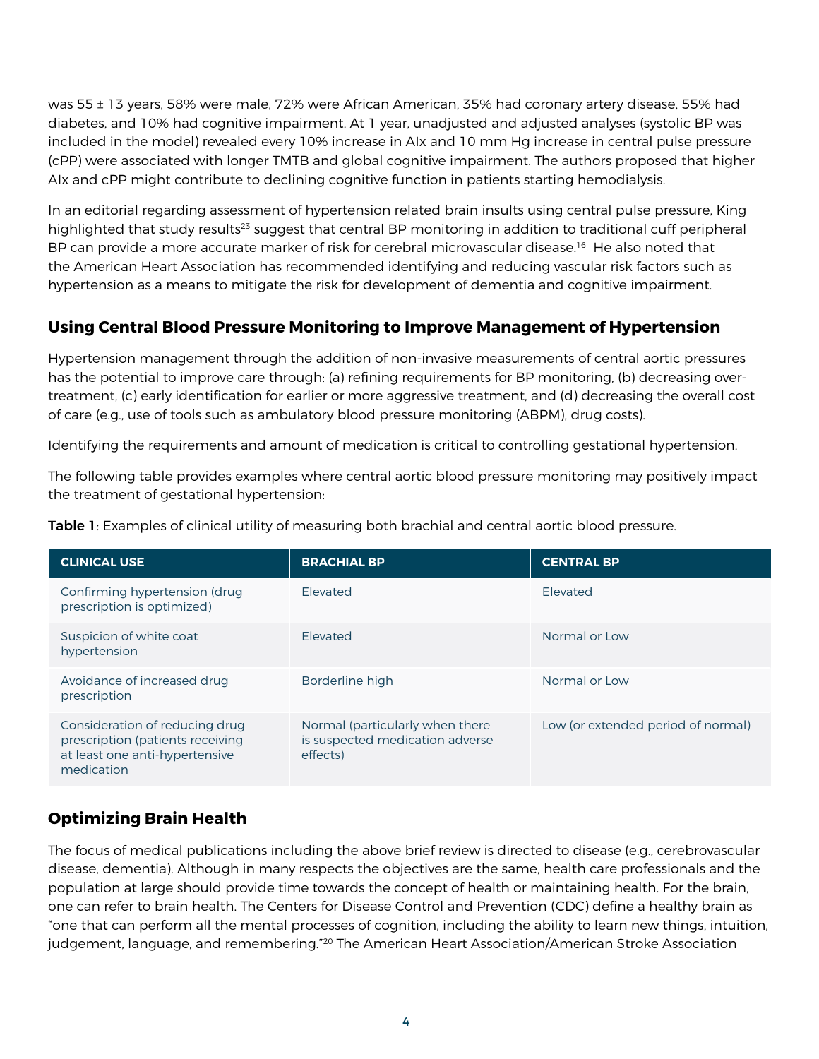was 55 ± 13 years, 58% were male, 72% were African American, 35% had coronary artery disease, 55% had diabetes, and 10% had cognitive impairment. At 1 year, unadjusted and adjusted analyses (systolic BP was included in the model) revealed every 10% increase in AIx and 10 mm Hg increase in central pulse pressure (cPP) were associated with longer TMTB and global cognitive impairment. The authors proposed that higher AIx and cPP might contribute to declining cognitive function in patients starting hemodialysis.

In an editorial regarding assessment of hypertension related brain insults using central pulse pressure, King highlighted that study results[23] suggest that central BP monitoring in addition to traditional cuff peripheral BP can provide a more accurate marker of risk for cerebral microvascular disease.[16] He also noted that the American Heart Association has recommended identifying and reducing vascular risk factors such as hypertension as a means to mitigate the risk for development of dementia and cognitive impairment.

## Using Central Blood Pressure Monitoring to Improve Management of Hypertension

Hypertension management through the addition of non-invasive measurements of central aortic pressures has the potential to improve care through: (a) refining requirements for BP monitoring, (b) decreasing over-treatment, (c) early identification for earlier or more aggressive treatment, and (d) decreasing the overall cost of care (e.g., use of tools such as ambulatory blood pressure monitoring (ABPM), drug costs).

Identifying the requirements and amount of medication is critical to controlling gestational hypertension.

The following table provides examples where central aortic blood pressure monitoring may positively impact the treatment of gestational hypertension:

**Table 1**: Examples of clinical utility of measuring both brachial and central aortic blood pressure.

| CLINICAL USE | BRACHIAL BP | CENTRAL BP |
|---|---|---|
| Confirming hypertension (drug prescription is optimized) | Elevated | Elevated |
| Suspicion of white coat hypertension | Elevated | Normal or Low |
| Avoidance of increased drug prescription | Borderline high | Normal or Low |
| Consideration of reducing drug prescription (patients receiving at least one anti-hypertensive medication | Normal (particularly when there is suspected medication adverse effects) | Low (or extended period of normal) |

## Optimizing Brain Health

The focus of medical publications including the above brief review is directed to disease (e.g., cerebrovascular disease, dementia). Although in many respects the objectives are the same, health care professionals and the population at large should provide time towards the concept of health or maintaining health. For the brain, one can refer to brain health. The Centers for Disease Control and Prevention (CDC) define a healthy brain as "one that can perform all the mental processes of cognition, including the ability to learn new things, intuition, judgement, language, and remembering."[20] The American Heart Association/American Stroke Association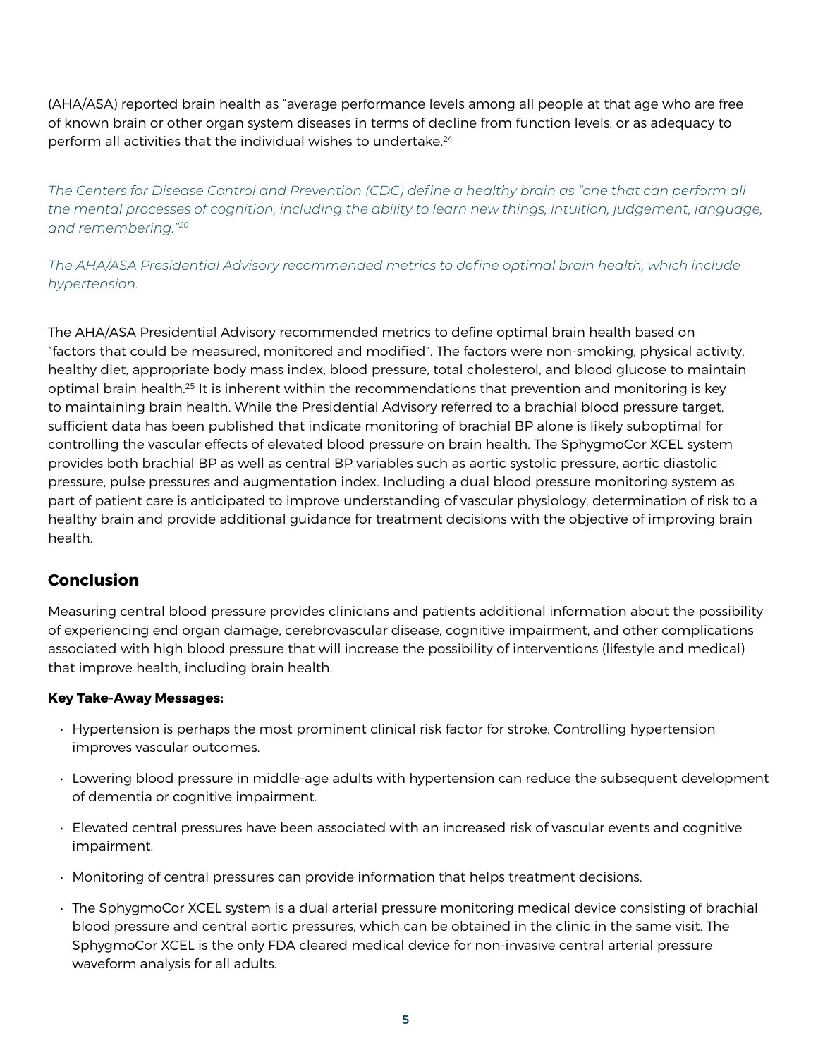(AHA/ASA) reported brain health as "average performance levels among all people at that age who are free of known brain or other organ system diseases in terms of decline from function levels, or as adequacy to perform all activities that the individual wishes to undertake.[24]

*The Centers for Disease Control and Prevention (CDC) define a healthy brain as "one that can perform all the mental processes of cognition, including the ability to learn new things, intuition, judgement, language, and remembering."[20]*

*The AHA/ASA Presidential Advisory recommended metrics to define optimal brain health, which include hypertension.*

The AHA/ASA Presidential Advisory recommended metrics to define optimal brain health based on "factors that could be measured, monitored and modified". The factors were non-smoking, physical activity, healthy diet, appropriate body mass index, blood pressure, total cholesterol, and blood glucose to maintain optimal brain health.[25] It is inherent within the recommendations that prevention and monitoring is key to maintaining brain health. While the Presidential Advisory referred to a brachial blood pressure target, sufficient data has been published that indicate monitoring of brachial BP alone is likely suboptimal for controlling the vascular effects of elevated blood pressure on brain health. The SphygmoCor XCEL system provides both brachial BP as well as central BP variables such as aortic systolic pressure, aortic diastolic pressure, pulse pressures and augmentation index. Including a dual blood pressure monitoring system as part of patient care is anticipated to improve understanding of vascular physiology, determination of risk to a healthy brain and provide additional guidance for treatment decisions with the objective of improving brain health.

## Conclusion

Measuring central blood pressure provides clinicians and patients additional information about the possibility of experiencing end organ damage, cerebrovascular disease, cognitive impairment, and other complications associated with high blood pressure that will increase the possibility of interventions (lifestyle and medical) that improve health, including brain health.

**Key Take-Away Messages:**

- Hypertension is perhaps the most prominent clinical risk factor for stroke. Controlling hypertension improves vascular outcomes.
- Lowering blood pressure in middle-age adults with hypertension can reduce the subsequent development of dementia or cognitive impairment.
- Elevated central pressures have been associated with an increased risk of vascular events and cognitive impairment.
- Monitoring of central pressures can provide information that helps treatment decisions.
- The SphygmoCor XCEL system is a dual arterial pressure monitoring medical device consisting of brachial blood pressure and central aortic pressures, which can be obtained in the clinic in the same visit. The SphygmoCor XCEL is the only FDA cleared medical device for non-invasive central arterial pressure waveform analysis for all adults.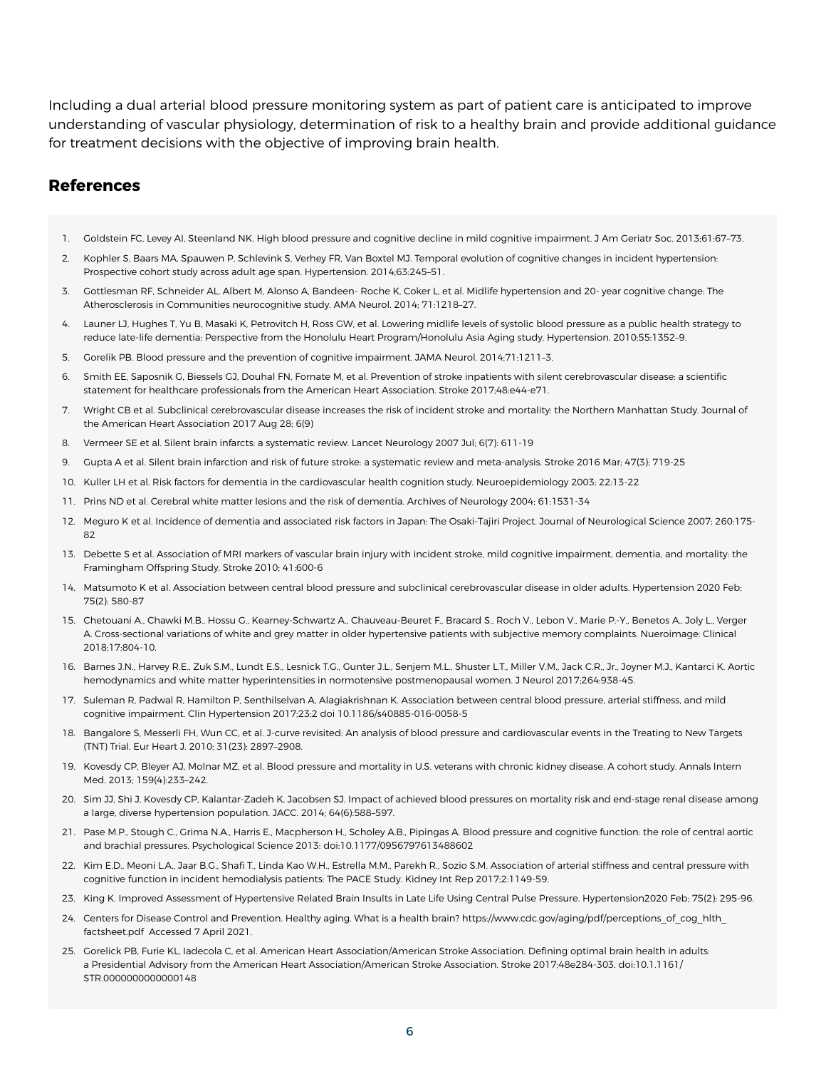Including a dual arterial blood pressure monitoring system as part of patient care is anticipated to improve understanding of vascular physiology, determination of risk to a healthy brain and provide additional guidance for treatment decisions with the objective of improving brain health.

## References

1. Goldstein FC, Levey AI, Steenland NK. High blood pressure and cognitive decline in mild cognitive impairment. J Am Geriatr Soc. 2013;61:67–73.
2. Kophler S, Baars MA, Spauwen P, Schlevink S, Verhey FR, Van Boxtel MJ. Temporal evolution of cognitive changes in incident hypertension: Prospective cohort study across adult age span. Hypertension. 2014;63:245–51.
3. Gottlesman RF, Schneider AL, Albert M, Alonso A, Bandeen- Roche K, Coker L, et al. Midlife hypertension and 20- year cognitive change: The Atherosclerosis in Communities neurocognitive study. AMA Neurol. 2014; 71:1218–27.
4. Launer LJ, Hughes T, Yu B, Masaki K, Petrovitch H, Ross GW, et al. Lowering midlife levels of systolic blood pressure as a public health strategy to reduce late-life dementia: Perspective from the Honolulu Heart Program/Honolulu Asia Aging study. Hypertension. 2010;55:1352–9.
5. Gorelik PB. Blood pressure and the prevention of cognitive impairment. JAMA Neurol. 2014;71:1211–3.
6. Smith EE, Saposnik G, Biessels GJ, Douhal FN, Fornate M, et al. Prevention of stroke inpatients with silent cerebrovascular disease: a scientific statement for healthcare professionals from the American Heart Association. Stroke 2017;48:e44-e71.
7. Wright CB et al. Subclinical cerebrovascular disease increases the risk of incident stroke and mortality: the Northern Manhattan Study. Journal of the American Heart Association 2017 Aug 28; 6(9)
8. Vermeer SE et al. Silent brain infarcts: a systematic review. Lancet Neurology 2007 Jul; 6(7): 611-19
9. Gupta A et al. Silent brain infarction and risk of future stroke: a systematic review and meta-analysis. Stroke 2016 Mar; 47(3): 719-25
10. Kuller LH et al. Risk factors for dementia in the cardiovascular health cognition study. Neuroepidemiology 2003; 22:13-22
11. Prins ND et al. Cerebral white matter lesions and the risk of dementia. Archives of Neurology 2004; 61:1531-34
12. Meguro K et al. Incidence of dementia and associated risk factors in Japan: The Osaki-Tajiri Project. Journal of Neurological Science 2007; 260:175-82
13. Debette S et al. Association of MRI markers of vascular brain injury with incident stroke, mild cognitive impairment, dementia, and mortality: the Framingham Offspring Study. Stroke 2010; 41:600-6
14. Matsumoto K et al. Association between central blood pressure and subclinical cerebrovascular disease in older adults. Hypertension 2020 Feb; 75(2): 580-87
15. Chetouani A., Chawki M.B., Hossu G., Kearney-Schwartz A., Chauveau-Beuret F., Bracard S., Roch V., Lebon V., Marie P.-Y., Benetos A., Joly L., Verger A. Cross-sectional variations of white and grey matter in older hypertensive patients with subjective memory complaints. Nueroimage: Clinical 2018;17:804-10.
16. Barnes J.N., Harvey R.E., Zuk S.M., Lundt E.S., Lesnick T.G., Gunter J.L., Senjem M.L., Shuster L.T., Miller V.M., Jack C.R., Jr., Joyner M.J., Kantarci K. Aortic hemodynamics and white matter hyperintensities in normotensive postmenopausal women. J Neurol 2017;264:938-45.
17. Suleman R, Padwal R, Hamilton P, Senthilselvan A, Alagiakrishnan K. Association between central blood pressure, arterial stiffness, and mild cognitive impairment. Clin Hypertension 2017;23:2 doi 10.1186/s40885-016-0058-5
18. Bangalore S, Messerli FH, Wun CC, et al. J-curve revisited: An analysis of blood pressure and cardiovascular events in the Treating to New Targets (TNT) Trial. Eur Heart J. 2010; 31(23): 2897–2908.
19. Kovesdy CP, Bleyer AJ, Molnar MZ, et al. Blood pressure and mortality in U.S. veterans with chronic kidney disease. A cohort study. Annals Intern Med. 2013; 159(4):233–242.
20. Sim JJ, Shi J, Kovesdy CP, Kalantar-Zadeh K, Jacobsen SJ. Impact of achieved blood pressures on mortality risk and end-stage renal disease among a large, diverse hypertension population. JACC. 2014; 64(6):588–597.
21. Pase M.P., Stough C., Grima N.A., Harris E., Macpherson H., Scholey A.B., Pipingas A. Blood pressure and cognitive function: the role of central aortic and brachial pressures. Psychological Science 2013: doi:10.1177/0956797613488602
22. Kim E.D., Meoni L.A., Jaar B.G., Shafi T., Linda Kao W.H., Estrella M.M., Parekh R., Sozio S.M. Association of arterial stiffness and central pressure with cognitive function in incident hemodialysis patients: The PACE Study. Kidney Int Rep 2017;2:1149-59.
23. King K. Improved Assessment of Hypertensive Related Brain Insults in Late Life Using Central Pulse Pressure. Hypertension2020 Feb; 75(2): 295-96.
24. Centers for Disease Control and Prevention. Healthy aging. What is a health brain? https://www.cdc.gov/aging/pdf/perceptions_of_cog_hlth_factsheet.pdf Accessed 7 April 2021.
25. Gorelick PB, Furie KL, Iadecola C, et al. American Heart Association/American Stroke Association. Defining optimal brain health in adults: a Presidential Advisory from the American Heart Association/American Stroke Association. Stroke 2017;48e284-303. doi:10.1.1161/STR.0000000000000148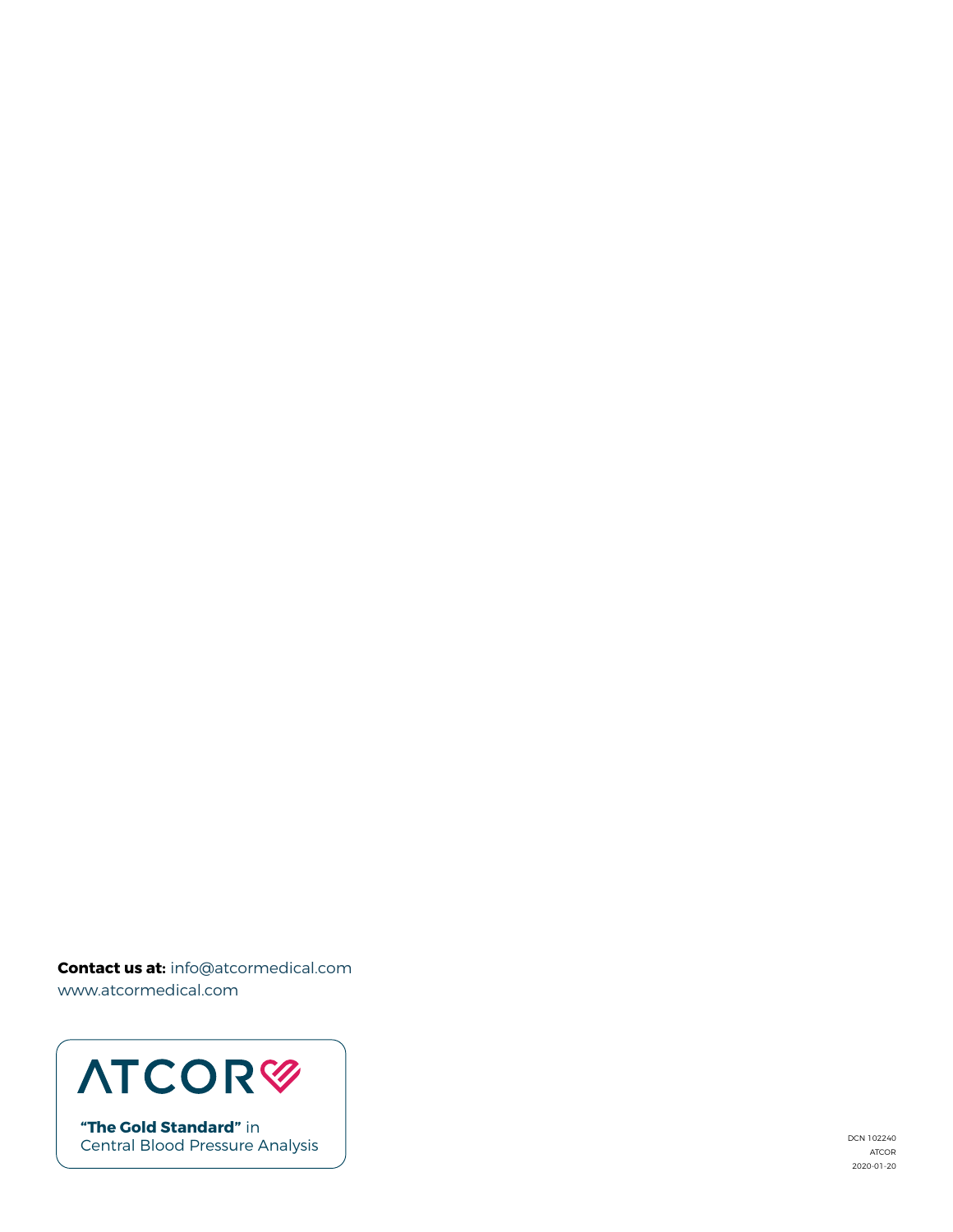**Contact us at:** info@atcormedical.com
www.atcormedical.com

ATCOR

**"The Gold Standard"** in
Central Blood Pressure Analysis

DCN 102240
ATCOR
2020-01-20